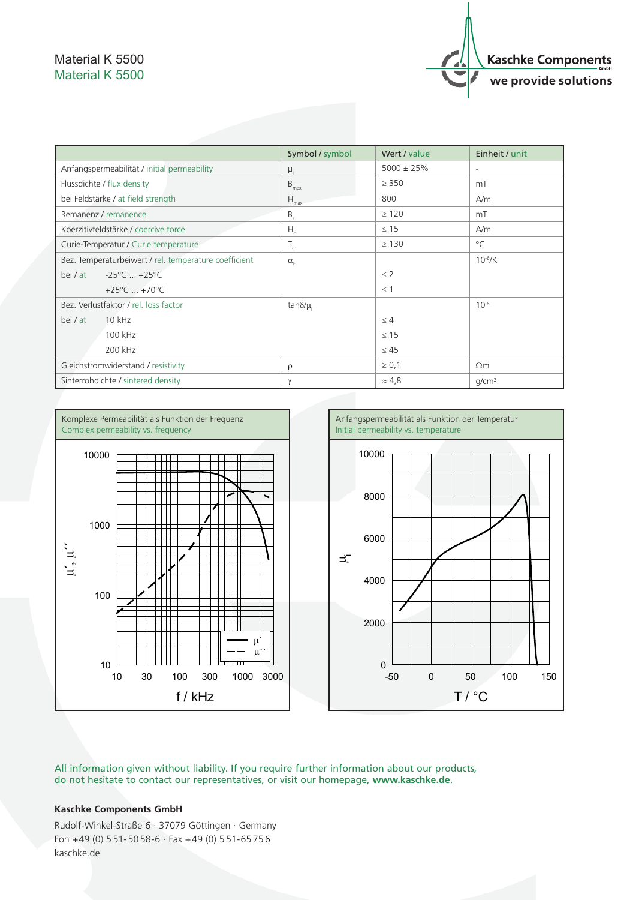# Material K 5500
## Material K 5500

**Kaschke Components**
we provide solutions

| | Symbol / symbol | Wert / value | Einheit / unit |
|---|---|---|---|
| Anfangspermeabilität / initial permeability | $\mu_i$ | 5000 ± 25% | - |
| Flussdichte / flux density | $B_{max}$ | ≥ 350 | mT |
| bei Feldstärke / at field strength | $H_{max}$ | 800 | A/m |
| Remanenz / remanence | $B_r$ | ≥ 120 | mT |
| Koerzitivfeldstärke / coercive force | $H_c$ | ≤ 15 | A/m |
| Curie-Temperatur / Curie temperature | $T_c$ | ≥ 130 | °C |
| Bez. Temperaturbeiwert / rel. temperature coefficient | $\alpha_F$ | | $10^{-6}$/K |
| bei / at -25°C ... +25°C | | ≤ 2 | |
| +25°C ... +70°C | | ≤ 1 | |
| Bez. Verlustfaktor / rel. loss factor | $\tan\delta/\mu_i$ | | $10^{-6}$ |
| bei / at 10 kHz | | ≤ 4 | |
| 100 kHz | | ≤ 15 | |
| 200 kHz | | ≤ 45 | |
| Gleichstromwiderstand / resistivity | $\rho$ | ≥ 0,1 | Ωm |
| Sinterrohdichte / sintered density | $\gamma$ | ≈ 4,8 | g/cm³ |

Komplexe Permeabilität als Funktion der Frequenz
Complex permeability vs. frequency

Anfangspermeabilität als Funktion der Temperatur
Initial permeability vs. temperature

All information given without liability. If you require further information about our products, do not hesitate to contact our representatives, or visit our homepage, **www.kaschke.de**.

**Kaschke Components GmbH**

Rudolf-Winkel-Straße 6 · 37079 Göttingen · Germany
Fon +49 (0) 551-5058-6 · Fax +49 (0) 551-65756
kaschke.de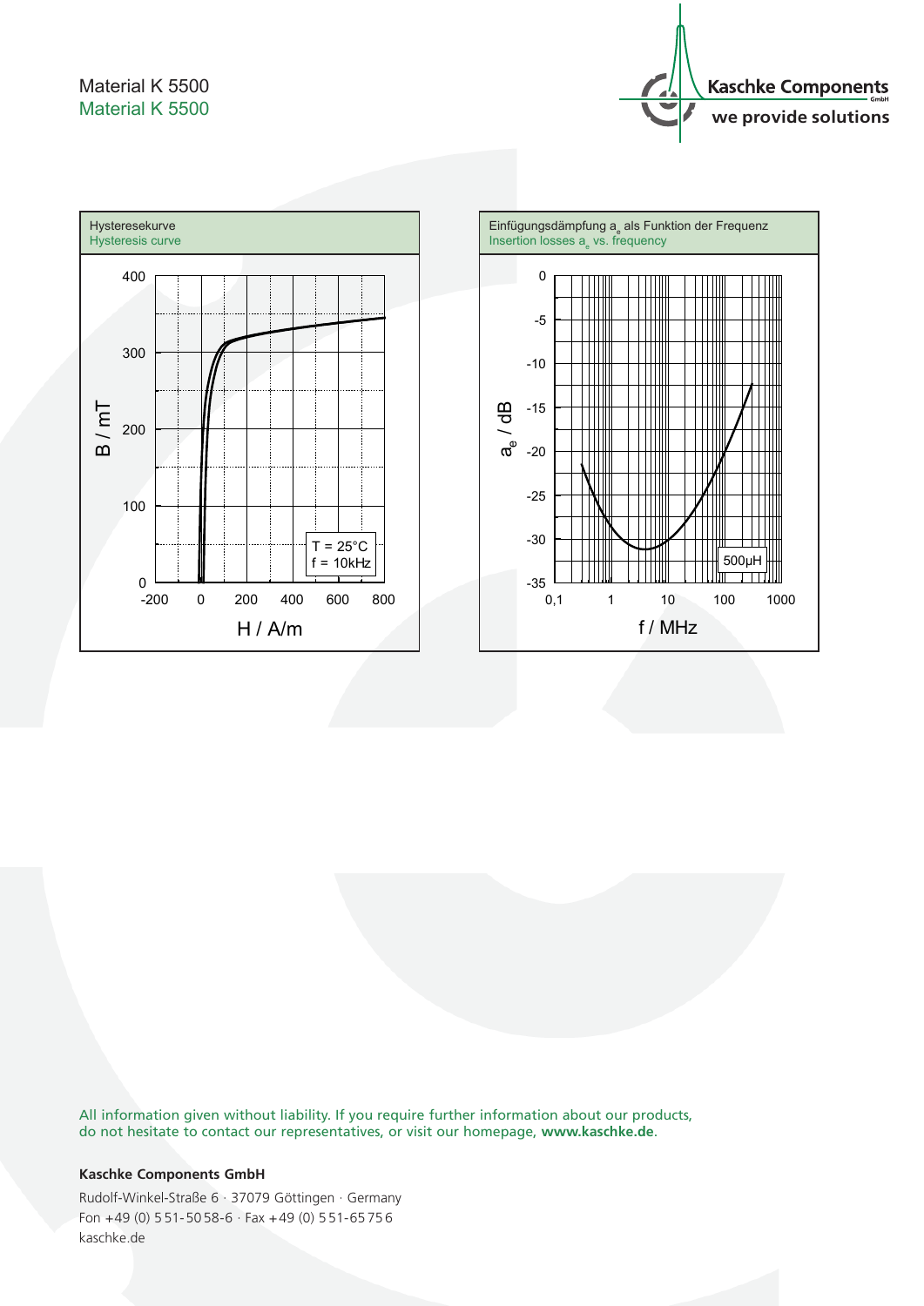Material K 5500
Material K 5500

Kaschke Components GmbH
we provide solutions

Hysteresekurve
Hysteresis curve

B / mT

400
300
200
100
0

-200 0 200 400 600 800

H / A/m

T = 25°C
f = 10kHz

Einfügungsdämpfung $a_e$ als Funktion der Frequenz
Insertion losses $a_e$ vs. frequency

$a_e$ / dB

0
-5
-10
-15
-20
-25
-30
-35

0,1 1 10 100 1000

f / MHz

500µH

All information given without liability. If you require further information about our products, do not hesitate to contact our representatives, or visit our homepage, **www.kaschke.de**.

**Kaschke Components GmbH**

Rudolf-Winkel-Straße 6 · 37079 Göttingen · Germany
Fon +49 (0) 551-5058-6 · Fax +49 (0) 551-65756
kaschke.de